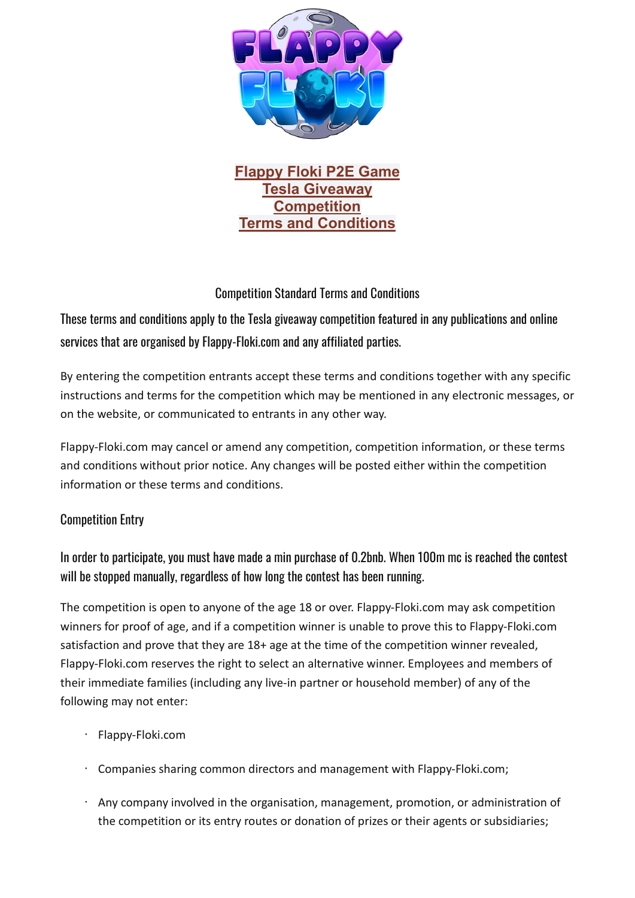# Flappy Floki P2E Game
# Tesla Giveaway
# Competition
# Terms and Conditions

## Competition Standard Terms and Conditions

These terms and conditions apply to the Tesla giveaway competition featured in any publications and online services that are organised by Flappy-Floki.com and any affiliated parties.

By entering the competition entrants accept these terms and conditions together with any specific instructions and terms for the competition which may be mentioned in any electronic messages, or on the website, or communicated to entrants in any other way.

Flappy-Floki.com may cancel or amend any competition, competition information, or these terms and conditions without prior notice. Any changes will be posted either within the competition information or these terms and conditions.

### Competition Entry

In order to participate, you must have made a min purchase of 0.2bnb. When 100m mc is reached the contest will be stopped manually, regardless of how long the contest has been running.

The competition is open to anyone of the age 18 or over. Flappy-Floki.com may ask competition winners for proof of age, and if a competition winner is unable to prove this to Flappy-Floki.com satisfaction and prove that they are 18+ age at the time of the competition winner revealed, Flappy-Floki.com reserves the right to select an alternative winner. Employees and members of their immediate families (including any live-in partner or household member) of any of the following may not enter:

- Flappy-Floki.com
- Companies sharing common directors and management with Flappy-Floki.com;
- Any company involved in the organisation, management, promotion, or administration of the competition or its entry routes or donation of prizes or their agents or subsidiaries;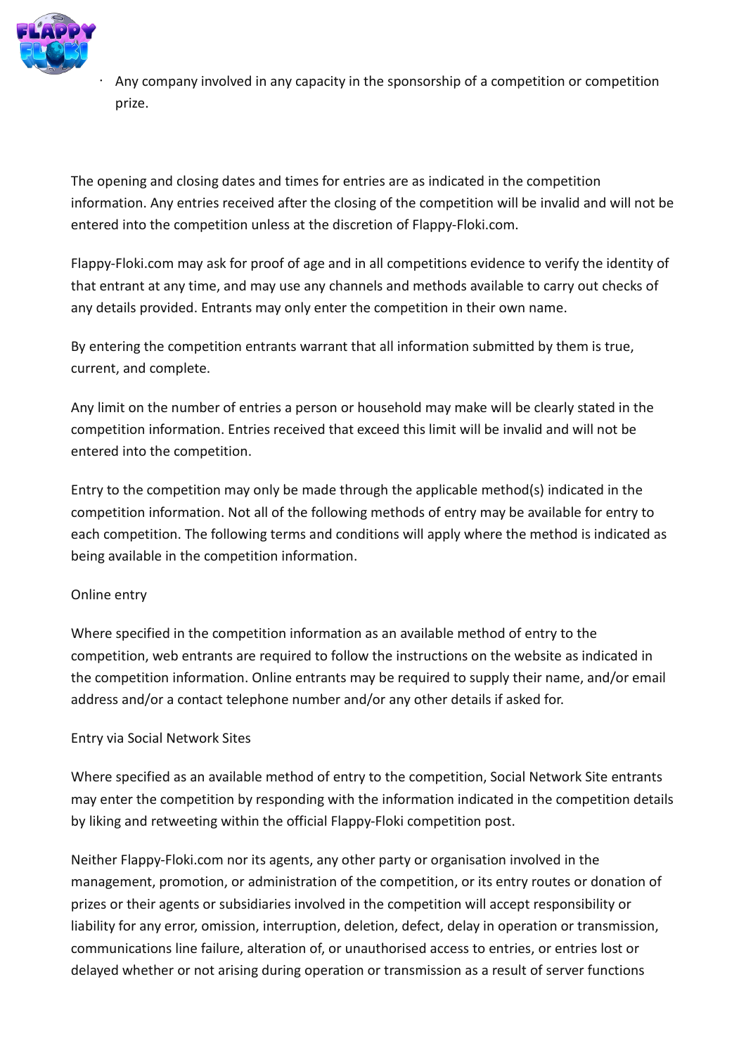- Any company involved in any capacity in the sponsorship of a competition or competition prize.

The opening and closing dates and times for entries are as indicated in the competition information. Any entries received after the closing of the competition will be invalid and will not be entered into the competition unless at the discretion of Flappy-Floki.com.

Flappy-Floki.com may ask for proof of age and in all competitions evidence to verify the identity of that entrant at any time, and may use any channels and methods available to carry out checks of any details provided. Entrants may only enter the competition in their own name.

By entering the competition entrants warrant that all information submitted by them is true, current, and complete.

Any limit on the number of entries a person or household may make will be clearly stated in the competition information. Entries received that exceed this limit will be invalid and will not be entered into the competition.

Entry to the competition may only be made through the applicable method(s) indicated in the competition information. Not all of the following methods of entry may be available for entry to each competition. The following terms and conditions will apply where the method is indicated as being available in the competition information.

Online entry

Where specified in the competition information as an available method of entry to the competition, web entrants are required to follow the instructions on the website as indicated in the competition information. Online entrants may be required to supply their name, and/or email address and/or a contact telephone number and/or any other details if asked for.

Entry via Social Network Sites

Where specified as an available method of entry to the competition, Social Network Site entrants may enter the competition by responding with the information indicated in the competition details by liking and retweeting within the official Flappy-Floki competition post.

Neither Flappy-Floki.com nor its agents, any other party or organisation involved in the management, promotion, or administration of the competition, or its entry routes or donation of prizes or their agents or subsidiaries involved in the competition will accept responsibility or liability for any error, omission, interruption, deletion, defect, delay in operation or transmission, communications line failure, alteration of, or unauthorised access to entries, or entries lost or delayed whether or not arising during operation or transmission as a result of server functions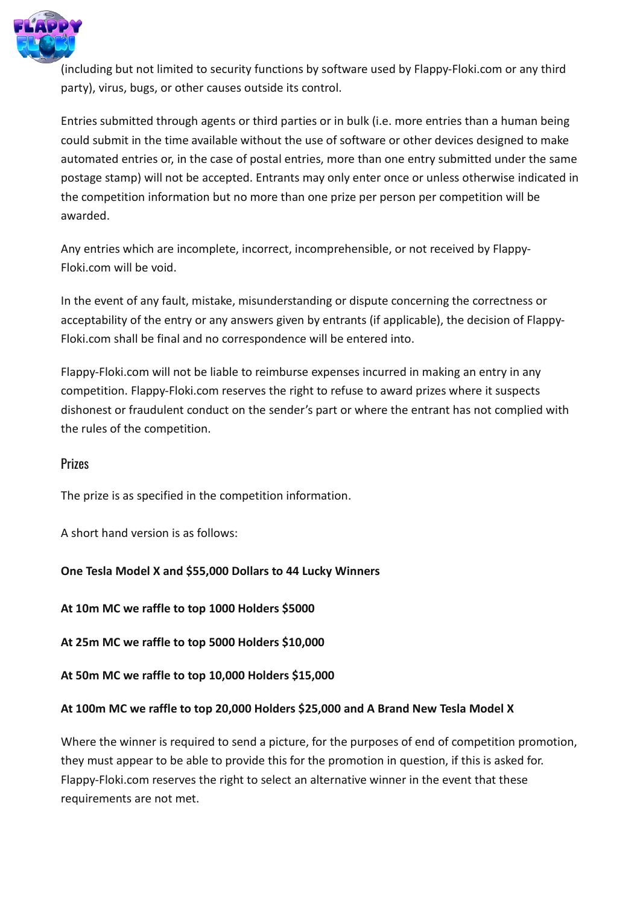(including but not limited to security functions by software used by Flappy-Floki.com or any third party), virus, bugs, or other causes outside its control.

Entries submitted through agents or third parties or in bulk (i.e. more entries than a human being could submit in the time available without the use of software or other devices designed to make automated entries or, in the case of postal entries, more than one entry submitted under the same postage stamp) will not be accepted. Entrants may only enter once or unless otherwise indicated in the competition information but no more than one prize per person per competition will be awarded.

Any entries which are incomplete, incorrect, incomprehensible, or not received by Flappy-Floki.com will be void.

In the event of any fault, mistake, misunderstanding or dispute concerning the correctness or acceptability of the entry or any answers given by entrants (if applicable), the decision of Flappy-Floki.com shall be final and no correspondence will be entered into.

Flappy-Floki.com will not be liable to reimburse expenses incurred in making an entry in any competition. Flappy-Floki.com reserves the right to refuse to award prizes where it suspects dishonest or fraudulent conduct on the sender's part or where the entrant has not complied with the rules of the competition.

## Prizes

The prize is as specified in the competition information.

A short hand version is as follows:

**One Tesla Model X and $55,000 Dollars to 44 Lucky Winners**

**At 10m MC we raffle to top 1000 Holders $5000**

**At 25m MC we raffle to top 5000 Holders $10,000**

**At 50m MC we raffle to top 10,000 Holders $15,000**

**At 100m MC we raffle to top 20,000 Holders $25,000 and A Brand New Tesla Model X**

Where the winner is required to send a picture, for the purposes of end of competition promotion, they must appear to be able to provide this for the promotion in question, if this is asked for. Flappy-Floki.com reserves the right to select an alternative winner in the event that these requirements are not met.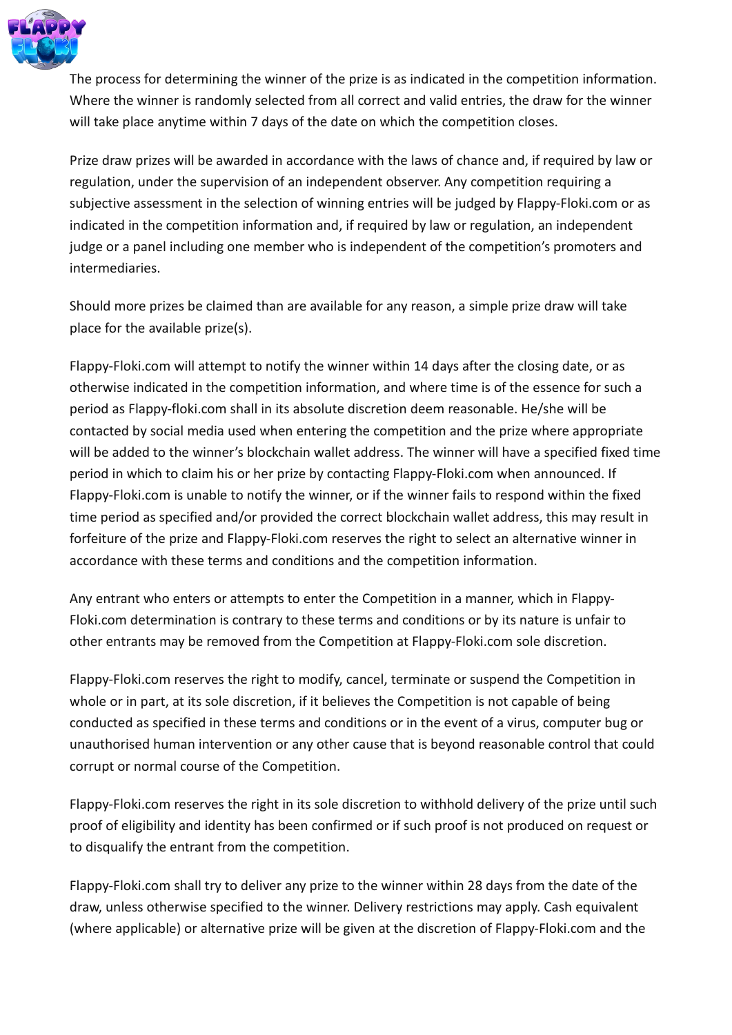The process for determining the winner of the prize is as indicated in the competition information. Where the winner is randomly selected from all correct and valid entries, the draw for the winner will take place anytime within 7 days of the date on which the competition closes.

Prize draw prizes will be awarded in accordance with the laws of chance and, if required by law or regulation, under the supervision of an independent observer. Any competition requiring a subjective assessment in the selection of winning entries will be judged by Flappy-Floki.com or as indicated in the competition information and, if required by law or regulation, an independent judge or a panel including one member who is independent of the competition's promoters and intermediaries.

Should more prizes be claimed than are available for any reason, a simple prize draw will take place for the available prize(s).

Flappy-Floki.com will attempt to notify the winner within 14 days after the closing date, or as otherwise indicated in the competition information, and where time is of the essence for such a period as Flappy-floki.com shall in its absolute discretion deem reasonable. He/she will be contacted by social media used when entering the competition and the prize where appropriate will be added to the winner's blockchain wallet address. The winner will have a specified fixed time period in which to claim his or her prize by contacting Flappy-Floki.com when announced. If Flappy-Floki.com is unable to notify the winner, or if the winner fails to respond within the fixed time period as specified and/or provided the correct blockchain wallet address, this may result in forfeiture of the prize and Flappy-Floki.com reserves the right to select an alternative winner in accordance with these terms and conditions and the competition information.

Any entrant who enters or attempts to enter the Competition in a manner, which in Flappy-Floki.com determination is contrary to these terms and conditions or by its nature is unfair to other entrants may be removed from the Competition at Flappy-Floki.com sole discretion.

Flappy-Floki.com reserves the right to modify, cancel, terminate or suspend the Competition in whole or in part, at its sole discretion, if it believes the Competition is not capable of being conducted as specified in these terms and conditions or in the event of a virus, computer bug or unauthorised human intervention or any other cause that is beyond reasonable control that could corrupt or normal course of the Competition.

Flappy-Floki.com reserves the right in its sole discretion to withhold delivery of the prize until such proof of eligibility and identity has been confirmed or if such proof is not produced on request or to disqualify the entrant from the competition.

Flappy-Floki.com shall try to deliver any prize to the winner within 28 days from the date of the draw, unless otherwise specified to the winner. Delivery restrictions may apply. Cash equivalent (where applicable) or alternative prize will be given at the discretion of Flappy-Floki.com and the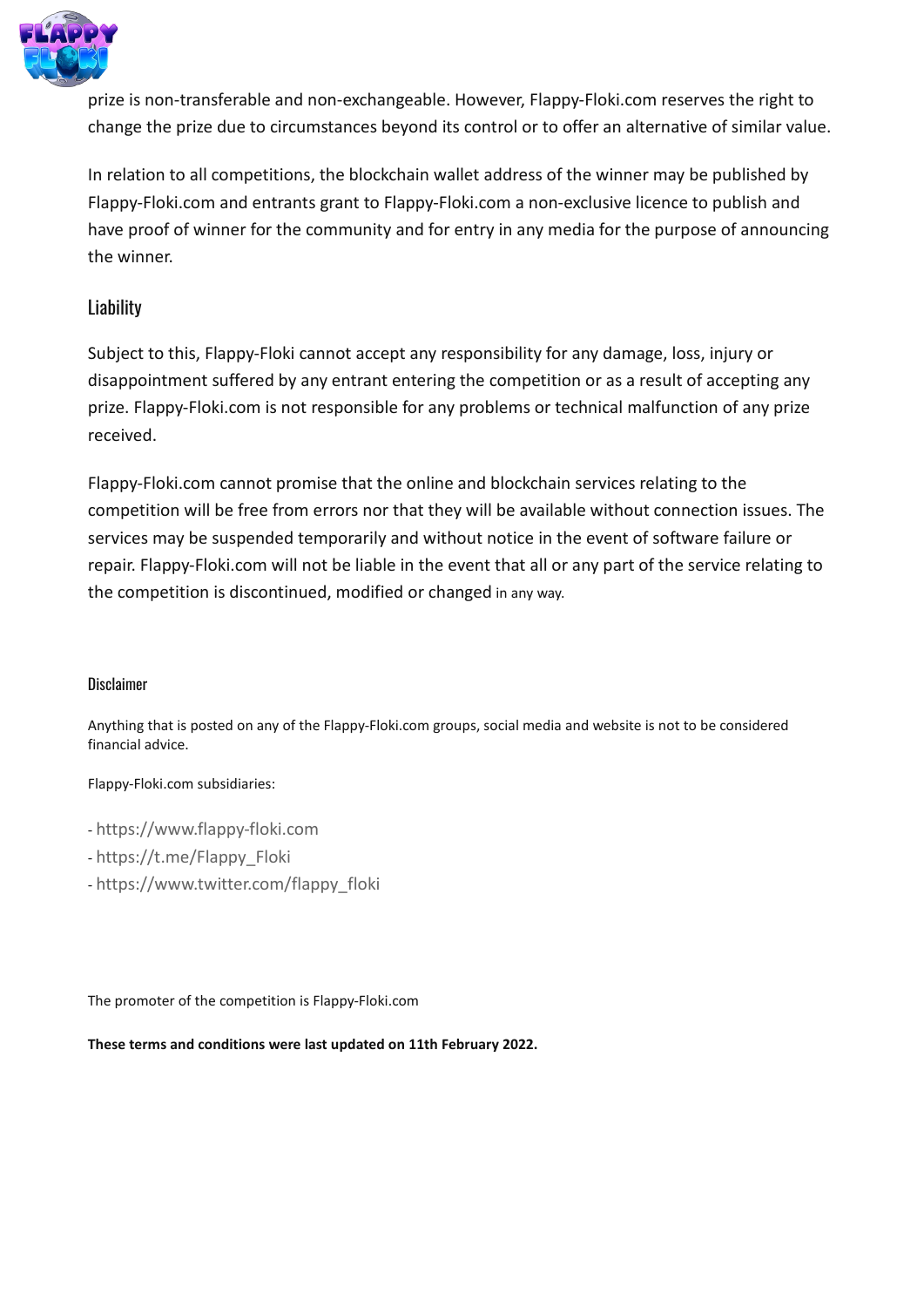prize is non-transferable and non-exchangeable. However, Flappy-Floki.com reserves the right to change the prize due to circumstances beyond its control or to offer an alternative of similar value.

In relation to all competitions, the blockchain wallet address of the winner may be published by Flappy-Floki.com and entrants grant to Flappy-Floki.com a non-exclusive licence to publish and have proof of winner for the community and for entry in any media for the purpose of announcing the winner.

## Liability

Subject to this, Flappy-Floki cannot accept any responsibility for any damage, loss, injury or disappointment suffered by any entrant entering the competition or as a result of accepting any prize. Flappy-Floki.com is not responsible for any problems or technical malfunction of any prize received.

Flappy-Floki.com cannot promise that the online and blockchain services relating to the competition will be free from errors nor that they will be available without connection issues. The services may be suspended temporarily and without notice in the event of software failure or repair. Flappy-Floki.com will not be liable in the event that all or any part of the service relating to the competition is discontinued, modified or changed in any way.

### Disclaimer

Anything that is posted on any of the Flappy-Floki.com groups, social media and website is not to be considered financial advice.

Flappy-Floki.com subsidiaries:

- https://www.flappy-floki.com
- https://t.me/Flappy_Floki
- https://www.twitter.com/flappy_floki

The promoter of the competition is Flappy-Floki.com

**These terms and conditions were last updated on 11th February 2022.**